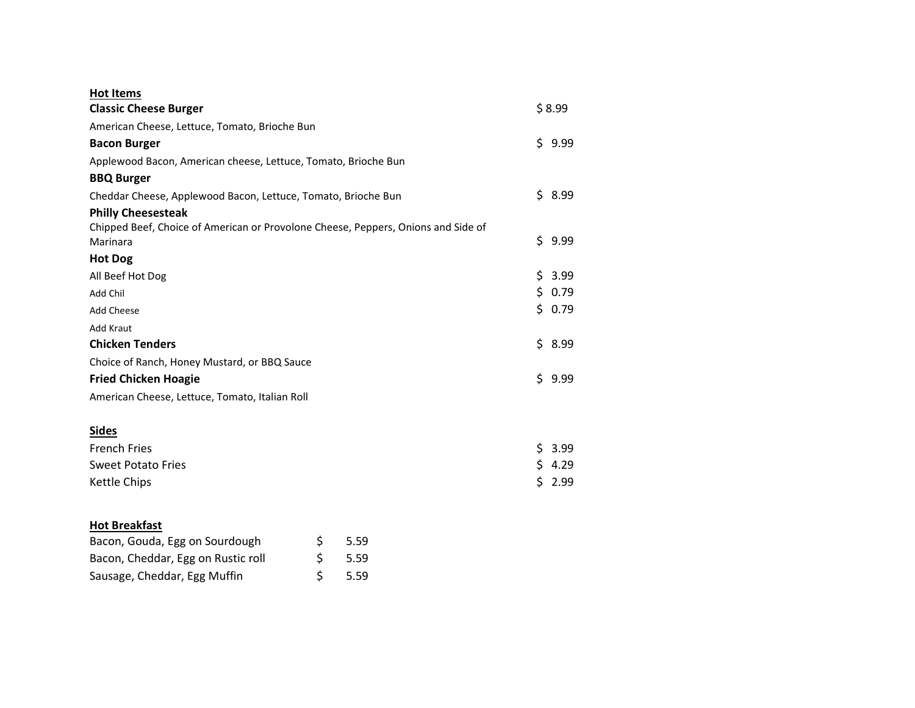## Hot Items

**Classic Cheese Burger** $ 8.99

American Cheese, Lettuce, Tomato, Brioche Bun

**Bacon Burger** $ 9.99

Applewood Bacon, American cheese, Lettuce, Tomato, Brioche Bun

**BBQ Burger**

Cheddar Cheese, Applewood Bacon, Lettuce, Tomato, Brioche Bun $ 8.99

**Philly Cheesesteak**

Chipped Beef, Choice of American or Provolone Cheese, Peppers, Onions and Side of Marinara $ 9.99

**Hot Dog**

All Beef Hot Dog $ 3.99

Add Chil $ 0.79

Add Cheese $ 0.79

Add Kraut

**Chicken Tenders** $ 8.99

Choice of Ranch, Honey Mustard, or BBQ Sauce

**Fried Chicken Hoagie** $ 9.99

American Cheese, Lettuce, Tomato, Italian Roll

## Sides

| Item | Price |
|---|---|
| French Fries | $ 3.99 |
| Sweet Potato Fries | $ 4.29 |
| Kettle Chips | $ 2.99 |

## Hot Breakfast

| Item | Price |
|---|---|
| Bacon, Gouda, Egg on Sourdough | $ 5.59 |
| Bacon, Cheddar, Egg on Rustic roll | $ 5.59 |
| Sausage, Cheddar, Egg Muffin | $ 5.59 |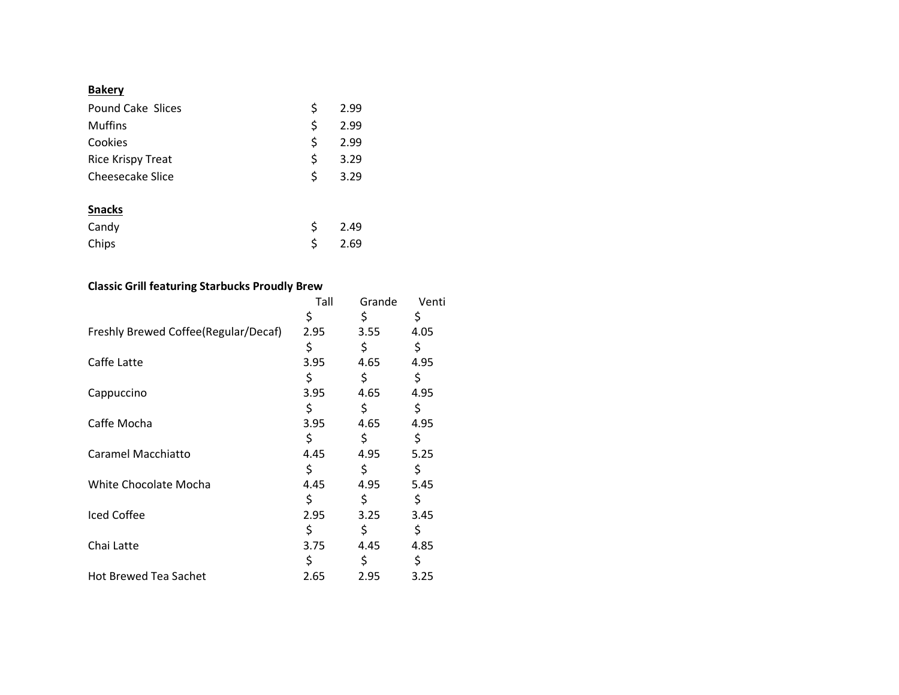**Bakery**

| | |
|---|---|
| Pound Cake Slices | $ 2.99 |
| Muffins | $ 2.99 |
| Cookies | $ 2.99 |
| Rice Krispy Treat | $ 3.29 |
| Cheesecake Slice | $ 3.29 |

**Snacks**

| | |
|---|---|
| Candy | $ 2.49 |
| Chips | $ 2.69 |

**Classic Grill featuring Starbucks Proudly Brew**

| | Tall | Grande | Venti |
|---|---|---|---|
| Freshly Brewed Coffee(Regular/Decaf) | $ 2.95 | $ 3.55 | $ 4.05 |
| Caffe Latte | $ 3.95 | $ 4.65 | $ 4.95 |
| Cappuccino | $ 3.95 | $ 4.65 | $ 4.95 |
| Caffe Mocha | $ 3.95 | $ 4.65 | $ 4.95 |
| Caramel Macchiatto | $ 4.45 | $ 4.95 | $ 5.25 |
| White Chocolate Mocha | $ 4.45 | $ 4.95 | $ 5.45 |
| Iced Coffee | $ 2.95 | $ 3.25 | $ 3.45 |
| Chai Latte | $ 3.75 | $ 4.45 | $ 4.85 |
| Hot Brewed Tea Sachet | $ 2.65 | $ 2.95 | $ 3.25 |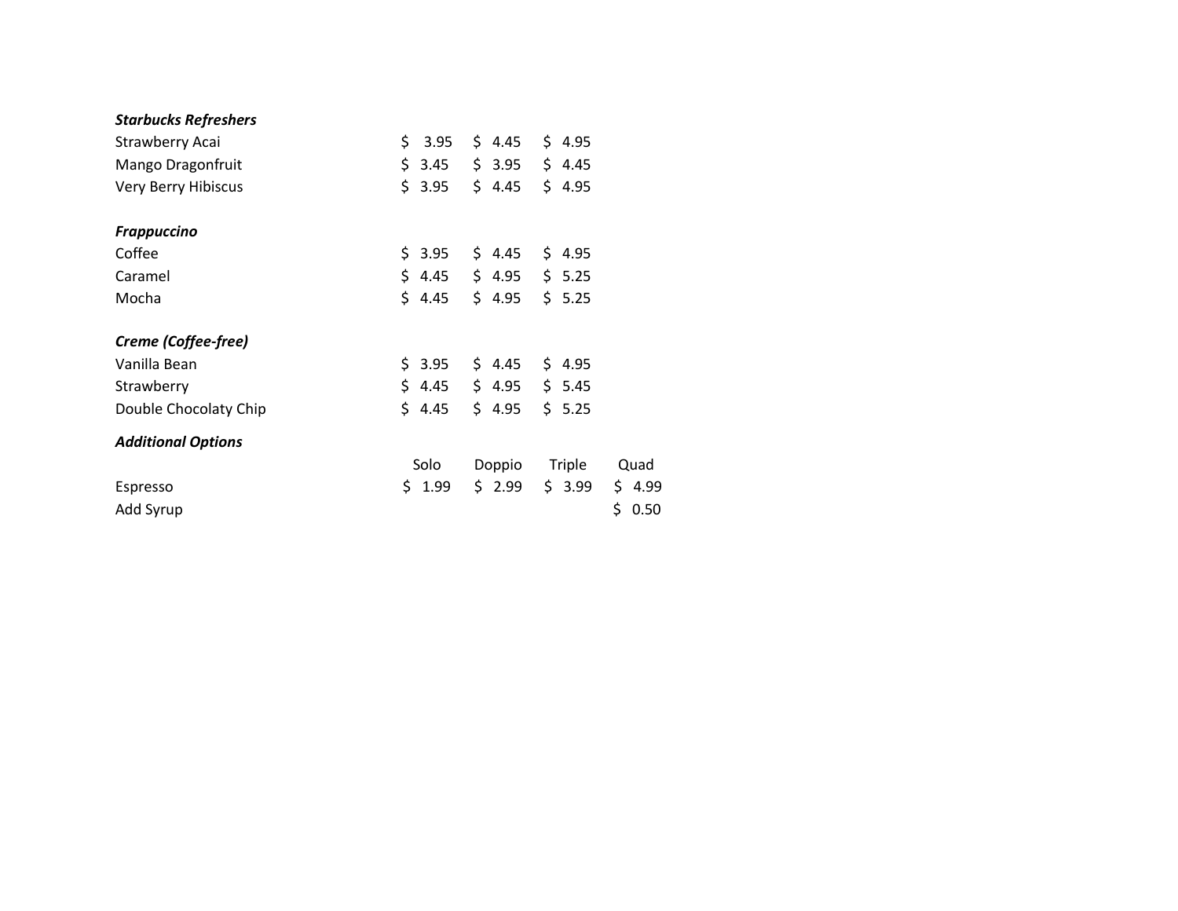| | | | | |
|---|---|---|---|---|
| ***Starbucks Refreshers*** | | | | |
| Strawberry Acai | $ 3.95 | $ 4.45 | $ 4.95 | |
| Mango Dragonfruit | $ 3.45 | $ 3.95 | $ 4.45 | |
| Very Berry Hibiscus | $ 3.95 | $ 4.45 | $ 4.95 | |
| | | | | |
| ***Frappuccino*** | | | | |
| Coffee | $ 3.95 | $ 4.45 | $ 4.95 | |
| Caramel | $ 4.45 | $ 4.95 | $ 5.25 | |
| Mocha | $ 4.45 | $ 4.95 | $ 5.25 | |
| | | | | |
| ***Creme (Coffee-free)*** | | | | |
| Vanilla Bean | $ 3.95 | $ 4.45 | $ 4.95 | |
| Strawberry | $ 4.45 | $ 4.95 | $ 5.45 | |
| Double Chocolaty Chip | $ 4.45 | $ 4.95 | $ 5.25 | |
| ***Additional Options*** | | | | |
| | Solo | Doppio | Triple | Quad |
| Espresso | $ 1.99 | $ 2.99 | $ 3.99 | $ 4.99 |
| Add Syrup | | | | $ 0.50 |